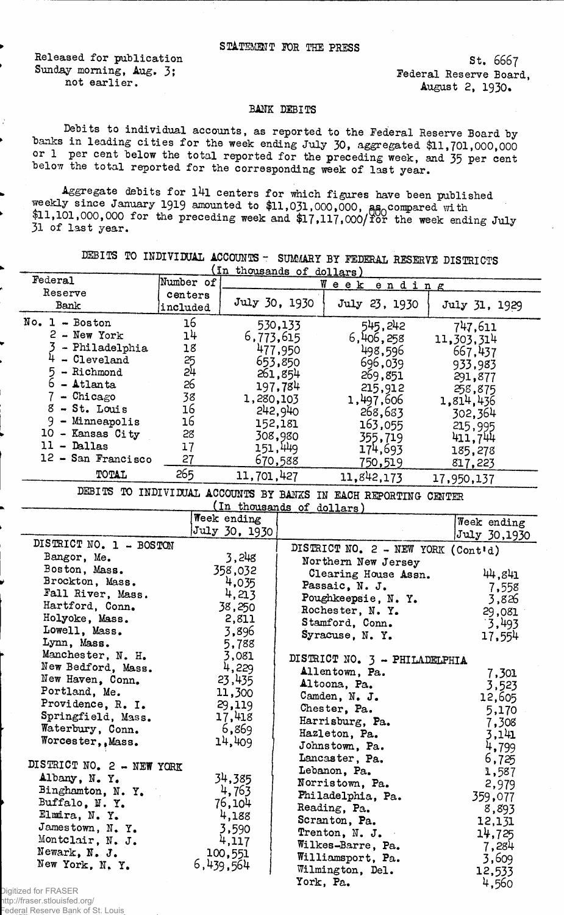STATEMENT FOR THE PRESS

Released for publication
Sunday morning, Aug. 3;
not earlier.

St. 6667
Federal Reserve Board,
August 2, 1930.

## BANK DEBITS

Debits to individual accounts, as reported to the Federal Reserve Board by banks in leading cities for the week ending July 30, aggregated $11,701,000,000 or 1 per cent below the total reported for the preceding week, and 35 per cent below the total reported for the corresponding week of last year.

Aggregate debits for 141 centers for which figures have been published weekly since January 1919 amounted to $11,031,000,000, as compared with $11,101,000,000 for the preceding week and $17,117,000,000 for the week ending July 31 of last year.

### DEBITS TO INDIVIDUAL ACCOUNTS - SUMMARY BY FEDERAL RESERVE DISTRICTS
(In thousands of dollars)

| Federal Reserve Bank | Number of centers included | Week ending July 30, 1930 | Week ending July 23, 1930 | Week ending July 31, 1929 |
|---|---|---|---|---|
| No. 1 - Boston | 16 | 530,133 | 545,242 | 747,611 |
| 2 - New York | 14 | 6,773,615 | 6,406,258 | 11,303,314 |
| 3 - Philadelphia | 18 | 477,950 | 498,596 | 667,437 |
| 4 - Cleveland | 25 | 653,850 | 696,039 | 933,983 |
| 5 - Richmond | 24 | 261,854 | 269,851 | 291,877 |
| 6 - Atlanta | 26 | 197,784 | 215,912 | 258,875 |
| 7 - Chicago | 38 | 1,280,103 | 1,497,606 | 1,814,436 |
| 8 - St. Louis | 16 | 242,940 | 268,683 | 302,364 |
| 9 - Minneapolis | 16 | 152,181 | 163,055 | 215,995 |
| 10 - Kansas City | 28 | 308,980 | 355,719 | 411,744 |
| 11 - Dallas | 17 | 151,449 | 174,693 | 185,278 |
| 12 - San Francisco | 27 | 670,588 | 750,519 | 817,223 |
| TOTAL | 265 | 11,701,427 | 11,842,173 | 17,950,137 |

### DEBITS TO INDIVIDUAL ACCOUNTS BY BANKS IN EACH REPORTING CENTER
(In thousands of dollars)

| | Week ending July 30, 1930 |
|---|---|
| **DISTRICT NO. 1 - BOSTON** | |
| Bangor, Me. | 3,248 |
| Boston, Mass. | 358,032 |
| Brockton, Mass. | 4,035 |
| Fall River, Mass. | 4,213 |
| Hartford, Conn. | 38,250 |
| Holyoke, Mass. | 2,811 |
| Lowell, Mass. | 3,896 |
| Lynn, Mass. | 5,788 |
| Manchester, N. H. | 3,081 |
| New Bedford, Mass. | 4,229 |
| New Haven, Conn. | 23,435 |
| Portland, Me. | 11,300 |
| Providence, R. I. | 29,119 |
| Springfield, Mass. | 17,418 |
| Waterbury, Conn. | 6,869 |
| Worcester, Mass. | 14,409 |
| **DISTRICT NO. 2 - NEW YORK** | |
| Albany, N. Y. | 34,385 |
| Binghamton, N. Y. | 4,763 |
| Buffalo, N. Y. | 76,104 |
| Elmira, N. Y. | 4,188 |
| Jamestown, N. Y. | 3,590 |
| Montclair, N. J. | 4,117 |
| Newark, N. J. | 100,551 |
| New York, N. Y. | 6,439,564 |
| **DISTRICT NO. 2 - NEW YORK (Cont'd)** | |
| Northern New Jersey Clearing House Assn. | 44,841 |
| Passaic, N. J. | 7,558 |
| Poughkeepsie, N. Y. | 3,826 |
| Rochester, N. Y. | 29,081 |
| Stamford, Conn. | 3,493 |
| Syracuse, N. Y. | 17,554 |
| **DISTRICT NO. 3 - PHILADELPHIA** | |
| Allentown, Pa. | 7,301 |
| Altoona, Pa. | 3,523 |
| Camden, N. J. | 12,605 |
| Chester, Pa. | 5,170 |
| Harrisburg, Pa. | 7,308 |
| Hazleton, Pa. | 3,141 |
| Johnstown, Pa. | 4,799 |
| Lancaster, Pa. | 6,725 |
| Lebanon, Pa. | 1,587 |
| Norristown, Pa. | 2,979 |
| Philadelphia, Pa. | 359,077 |
| Reading, Pa. | 8,893 |
| Scranton, Pa. | 12,131 |
| Trenton, N. J. | 14,725 |
| Wilkes-Barre, Pa. | 7,284 |
| Williamsport, Pa. | 3,609 |
| Wilmington, Del. | 12,533 |
| York, Pa. | 4,560 |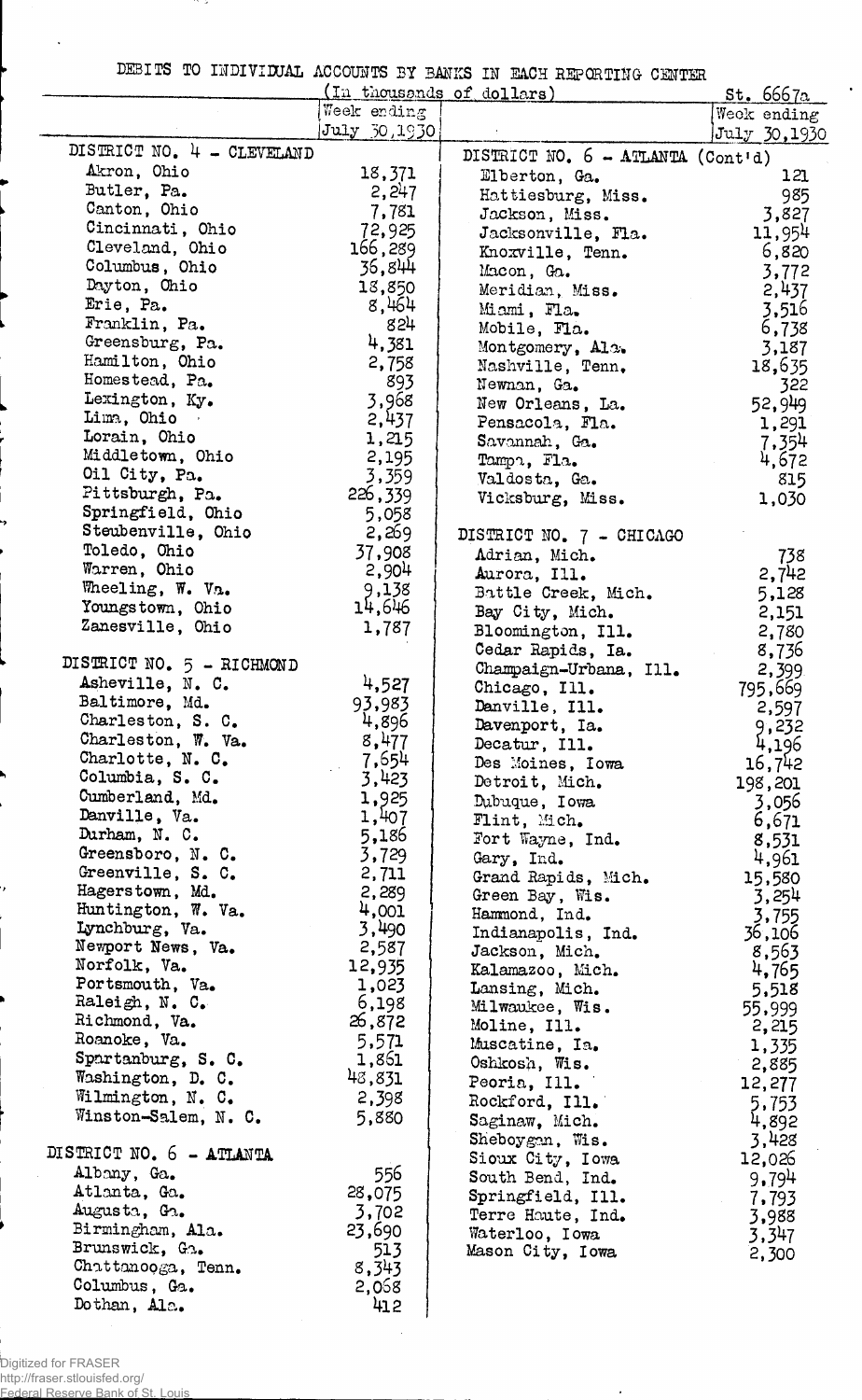DEBITS TO INDIVIDUAL ACCOUNTS BY BANKS IN EACH REPORTING CENTER

(In thousands of dollars)

St. 6667a

| | Week ending July 30, 1930 |
|---|---|
| **DISTRICT NO. 4 - CLEVELAND** | |
| Akron, Ohio | 18,371 |
| Butler, Pa. | 2,247 |
| Canton, Ohio | 7,781 |
| Cincinnati, Ohio | 72,925 |
| Cleveland, Ohio | 166,289 |
| Columbus, Ohio | 36,844 |
| Dayton, Ohio | 18,850 |
| Erie, Pa. | 8,464 |
| Franklin, Pa. | 824 |
| Greensburg, Pa. | 4,381 |
| Hamilton, Ohio | 2,758 |
| Homestead, Pa. | 893 |
| Lexington, Ky. | 3,968 |
| Lima, Ohio | 2,437 |
| Lorain, Ohio | 1,215 |
| Middletown, Ohio | 2,195 |
| Oil City, Pa. | 3,359 |
| Pittsburgh, Pa. | 226,339 |
| Springfield, Ohio | 5,058 |
| Steubenville, Ohio | 2,269 |
| Toledo, Ohio | 37,908 |
| Warren, Ohio | 2,904 |
| Wheeling, W. Va. | 9,138 |
| Youngstown, Ohio | 14,646 |
| Zanesville, Ohio | 1,787 |
| **DISTRICT NO. 5 - RICHMOND** | |
| Asheville, N. C. | 4,527 |
| Baltimore, Md. | 93,983 |
| Charleston, S. C. | 4,896 |
| Charleston, W. Va. | 8,477 |
| Charlotte, N. C. | 7,654 |
| Columbia, S. C. | 3,423 |
| Cumberland, Md. | 1,925 |
| Danville, Va. | 1,407 |
| Durham, N. C. | 5,186 |
| Greensboro, N. C. | 3,729 |
| Greenville, S. C. | 2,711 |
| Hagerstown, Md. | 2,289 |
| Huntington, W. Va. | 4,001 |
| Lynchburg, Va. | 3,490 |
| Newport News, Va. | 2,587 |
| Norfolk, Va. | 12,935 |
| Portsmouth, Va. | 1,023 |
| Raleigh, N. C. | 6,198 |
| Richmond, Va. | 26,872 |
| Roanoke, Va. | 5,571 |
| Spartanburg, S. C. | 1,861 |
| Washington, D. C. | 48,831 |
| Wilmington, N. C. | 2,398 |
| Winston-Salem, N. C. | 5,880 |
| **DISTRICT NO. 6 - ATLANTA** | |
| Albany, Ga. | 556 |
| Atlanta, Ga. | 28,075 |
| Augusta, Ga. | 3,702 |
| Birmingham, Ala. | 23,690 |
| Brunswick, Ga. | 513 |
| Chattanooga, Tenn. | 8,343 |
| Columbus, Ga. | 2,068 |
| Dothan, Ala. | 412 |
| **DISTRICT NO. 6 - ATLANTA (Cont'd)** | |
| Elberton, Ga. | 121 |
| Hattiesburg, Miss. | 985 |
| Jackson, Miss. | 3,827 |
| Jacksonville, Fla. | 11,954 |
| Knoxville, Tenn. | 6,820 |
| Macon, Ga. | 3,772 |
| Meridian, Miss. | 2,437 |
| Miami, Fla. | 3,516 |
| Mobile, Fla. | 6,738 |
| Montgomery, Ala. | 3,187 |
| Nashville, Tenn. | 18,635 |
| Newnan, Ga. | 322 |
| New Orleans, La. | 52,949 |
| Pensacola, Fla. | 1,291 |
| Savannah, Ga. | 7,354 |
| Tampa, Fla. | 4,672 |
| Valdosta, Ga. | 815 |
| Vicksburg, Miss. | 1,030 |
| **DISTRICT NO. 7 - CHICAGO** | |
| Adrian, Mich. | 738 |
| Aurora, Ill. | 2,742 |
| Battle Creek, Mich. | 5,128 |
| Bay City, Mich. | 2,151 |
| Bloomington, Ill. | 2,780 |
| Cedar Rapids, Ia. | 8,736 |
| Champaign-Urbana, Ill. | 2,399 |
| Chicago, Ill. | 795,669 |
| Danville, Ill. | 2,597 |
| Davenport, Ia. | 9,232 |
| Decatur, Ill. | 4,196 |
| Des Moines, Iowa | 16,742 |
| Detroit, Mich. | 198,201 |
| Dubuque, Iowa | 3,056 |
| Flint, Mich. | 6,671 |
| Fort Wayne, Ind. | 8,531 |
| Gary, Ind. | 4,961 |
| Grand Rapids, Mich. | 15,580 |
| Green Bay, Wis. | 3,254 |
| Hammond, Ind. | 3,755 |
| Indianapolis, Ind. | 36,106 |
| Jackson, Mich. | 8,563 |
| Kalamazoo, Mich. | 4,765 |
| Lansing, Mich. | 5,518 |
| Milwaukee, Wis. | 55,999 |
| Moline, Ill. | 2,215 |
| Muscatine, Ia. | 1,335 |
| Oshkosh, Wis. | 2,885 |
| Peoria, Ill. | 12,277 |
| Rockford, Ill. | 5,753 |
| Saginaw, Mich. | 4,892 |
| Sheboygan, Wis. | 3,428 |
| Sioux City, Iowa | 12,026 |
| South Bend, Ind. | 9,794 |
| Springfield, Ill. | 7,793 |
| Terre Haute, Ind. | 3,988 |
| Waterloo, Iowa | 3,347 |
| Mason City, Iowa | 2,300 |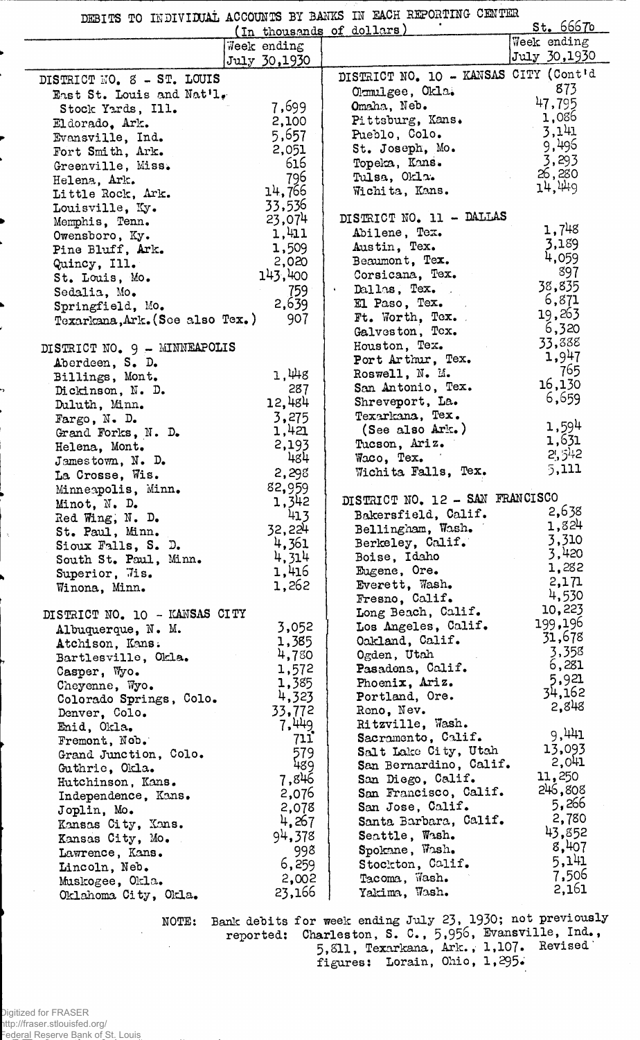DEBITS TO INDIVIDUAL ACCOUNTS BY BANKS IN EACH REPORTING CENTER

(In thousands of dollars)

St. 6667b

| | Week ending July 30, 1930 |
|---|---|
| **DISTRICT NO. 8 - ST. LOUIS** | |
| East St. Louis and Nat'l. Stock Yards, Ill. | 7,699 |
| Eldorado, Ark. | 2,100 |
| Evansville, Ind. | 5,657 |
| Fort Smith, Ark. | 2,051 |
| Greenville, Miss. | 616 |
| Helena, Ark. | 796 |
| Little Rock, Ark. | 14,766 |
| Louisville, Ky. | 33,536 |
| Memphis, Tenn. | 23,074 |
| Owensboro, Ky. | 1,411 |
| Pine Bluff, Ark. | 1,509 |
| Quincy, Ill. | 2,020 |
| St. Louis, Mo. | 143,400 |
| Sedalia, Mo. | 759 |
| Springfield, Mo. | 2,639 |
| Texarkana, Ark. (See also Tex.) | 907 |
| **DISTRICT NO. 9 - MINNEAPOLIS** | |
| Aberdeen, S. D. | |
| Billings, Mont. | 1,448 |
| Dickinson, N. D. | 287 |
| Duluth, Minn. | 12,484 |
| Fargo, N. D. | 3,275 |
| Grand Forks, N. D. | 1,421 |
| Helena, Mont. | 2,193 |
| Jamestown, N. D. | 484 |
| La Crosse, Wis. | 2,298 |
| Minneapolis, Minn. | 82,959 |
| Minot, N. D. | 1,342 |
| Red Wing, N. D. | 413 |
| St. Paul, Minn. | 32,224 |
| Sioux Falls, S. D. | 4,361 |
| South St. Paul, Minn. | 4,314 |
| Superior, Wis. | 1,416 |
| Winona, Minn. | 1,262 |
| **DISTRICT NO. 10 - KANSAS CITY** | |
| Albuquerque, N. M. | 3,052 |
| Atchison, Kans. | 1,385 |
| Bartlesville, Okla. | 4,780 |
| Casper, Wyo. | 1,572 |
| Cheyenne, Wyo. | 1,385 |
| Colorado Springs, Colo. | 4,323 |
| Denver, Colo. | 33,772 |
| Enid, Okla. | 7,449 |
| Fremont, Neb. | 711 |
| Grand Junction, Colo. | 579 |
| Guthrie, Okla. | 489 |
| Hutchinson, Kans. | 7,846 |
| Independence, Kans. | 2,076 |
| Joplin, Mo. | 2,078 |
| Kansas City, Kans. | 4,267 |
| Kansas City, Mo. | 94,378 |
| Lawrence, Kans. | 998 |
| Lincoln, Neb. | 6,259 |
| Muskogee, Okla. | 2,002 |
| Oklahoma City, Okla. | 23,166 |
| **DISTRICT NO. 10 - KANSAS CITY (Cont'd** | |
| Okmulgee, Okla. | 873 |
| Omaha, Neb. | 47,795 |
| Pittsburg, Kans. | 1,086 |
| Pueblo, Colo. | 3,141 |
| St. Joseph, Mo. | 9,496 |
| Topeka, Kans. | 3,293 |
| Tulsa, Okla. | 26,280 |
| Wichita, Kans. | 14,449 |
| **DISTRICT NO. 11 - DALLAS** | |
| Abilene, Tex. | 1,748 |
| Austin, Tex. | 3,189 |
| Beaumont, Tex. | 4,059 |
| Corsicana, Tex. | 897 |
| Dallas, Tex. | 38,835 |
| El Paso, Tex. | 6,871 |
| Ft. Worth, Tex. | 19,263 |
| Galveston, Tex. | 6,320 |
| Houston, Tex. | 33,888 |
| Port Arthur, Tex. | 1,947 |
| Roswell, N. M. | 765 |
| San Antonio, Tex. | 16,130 |
| Shreveport, La. | 6,659 |
| Texarkana, Tex. (See also Ark.) | 1,594 |
| Tucson, Ariz. | 1,631 |
| Waco, Tex. | 2,542 |
| Wichita Falls, Tex. | 5,111 |
| **DISTRICT NO. 12 - SAN FRANCISCO** | |
| Bakersfield, Calif. | 2,638 |
| Bellingham, Wash. | 1,824 |
| Berkeley, Calif. | 3,310 |
| Boise, Idaho | 3,420 |
| Eugene, Ore. | 1,282 |
| Everett, Wash. | 2,171 |
| Fresno, Calif. | 4,530 |
| Long Beach, Calif. | 10,223 |
| Los Angeles, Calif. | 199,196 |
| Oakland, Calif. | 31,678 |
| Ogden, Utah | 3,358 |
| Pasadena, Calif. | 6,281 |
| Phoenix, Ariz. | 5,921 |
| Portland, Ore. | 34,162 |
| Reno, Nev. | 2,848 |
| Ritzville, Wash. | |
| Sacramento, Calif. | 9,441 |
| Salt Lake City, Utah | 13,093 |
| San Bernardino, Calif. | 2,041 |
| San Diego, Calif. | 11,250 |
| San Francisco, Calif. | 246,808 |
| San Jose, Calif. | 5,266 |
| Santa Barbara, Calif. | 2,780 |
| Seattle, Wash. | 43,852 |
| Spokane, Wash. | 8,407 |
| Stockton, Calif. | 5,141 |
| Tacoma, Wash. | 7,506 |
| Yakima, Wash. | 2,161 |

NOTE: Bank debits for week ending July 23, 1930; not previously reported: Charleston, S. C., 5,956, Evansville, Ind., 5,811, Texarkana, Ark., 1,107. Revised figures: Lorain, Ohio, 1,295.